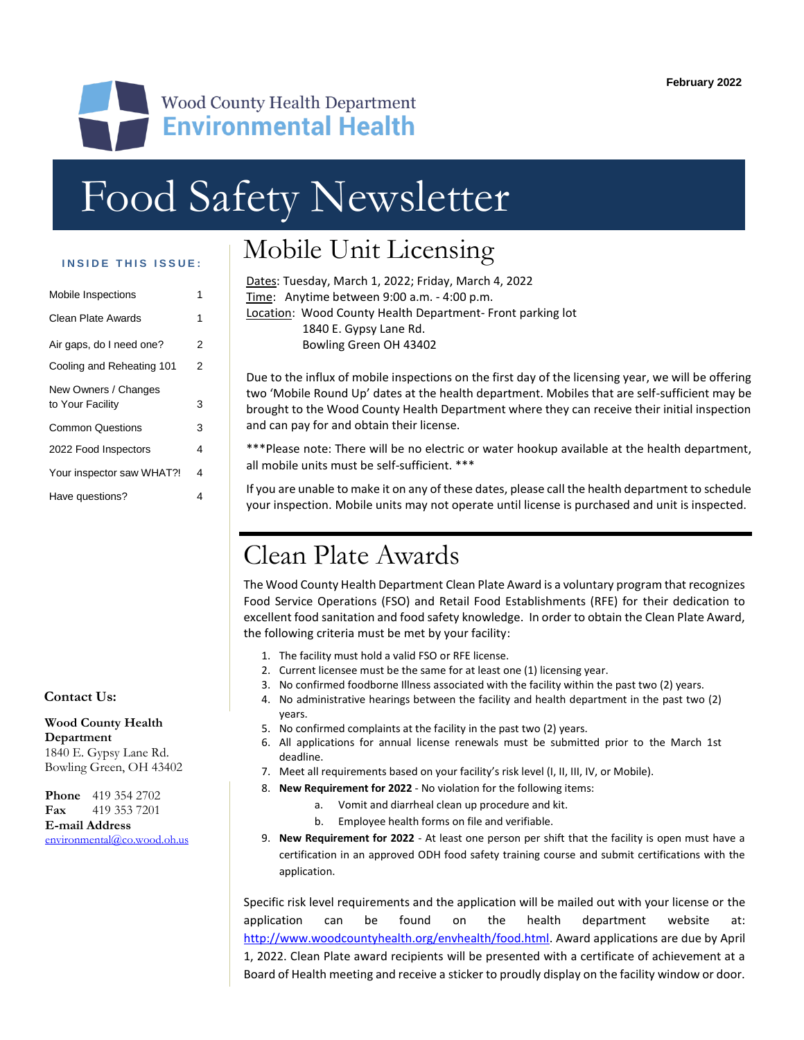February 2022

Wood County Health Department
**Environmental Health**

# Food Safety Newsletter

**INSIDE THIS ISSUE:**

| | |
|---|---|
| Mobile Inspections | 1 |
| Clean Plate Awards | 1 |
| Air gaps, do I need one? | 2 |
| Cooling and Reheating 101 | 2 |
| New Owners / Changes to Your Facility | 3 |
| Common Questions | 3 |
| 2022 Food Inspectors | 4 |
| Your inspector saw WHAT?! | 4 |
| Have questions? | 4 |

## Mobile Unit Licensing

Dates: Tuesday, March 1, 2022; Friday, March 4, 2022
Time: Anytime between 9:00 a.m. - 4:00 p.m.
Location: Wood County Health Department- Front parking lot
1840 E. Gypsy Lane Rd.
Bowling Green OH 43402

Due to the influx of mobile inspections on the first day of the licensing year, we will be offering two 'Mobile Round Up' dates at the health department. Mobiles that are self-sufficient may be brought to the Wood County Health Department where they can receive their initial inspection and can pay for and obtain their license.

***Please note: There will be no electric or water hookup available at the health department, all mobile units must be self-sufficient. ***

If you are unable to make it on any of these dates, please call the health department to schedule your inspection. Mobile units may not operate until license is purchased and unit is inspected.

## Clean Plate Awards

The Wood County Health Department Clean Plate Award is a voluntary program that recognizes Food Service Operations (FSO) and Retail Food Establishments (RFE) for their dedication to excellent food sanitation and food safety knowledge. In order to obtain the Clean Plate Award, the following criteria must be met by your facility:

1. The facility must hold a valid FSO or RFE license.
2. Current licensee must be the same for at least one (1) licensing year.
3. No confirmed foodborne Illness associated with the facility within the past two (2) years.
4. No administrative hearings between the facility and health department in the past two (2) years.
5. No confirmed complaints at the facility in the past two (2) years.
6. All applications for annual license renewals must be submitted prior to the March 1st deadline.
7. Meet all requirements based on your facility's risk level (I, II, III, IV, or Mobile).
8. **New Requirement for 2022** - No violation for the following items:
    a. Vomit and diarrheal clean up procedure and kit.
    b. Employee health forms on file and verifiable.
9. **New Requirement for 2022** - At least one person per shift that the facility is open must have a certification in an approved ODH food safety training course and submit certifications with the application.

Specific risk level requirements and the application will be mailed out with your license or the application can be found on the health department website at: http://www.woodcountyhealth.org/envhealth/food.html. Award applications are due by April 1, 2022. Clean Plate award recipients will be presented with a certificate of achievement at a Board of Health meeting and receive a sticker to proudly display on the facility window or door.

**Contact Us:**

**Wood County Health Department**
1840 E. Gypsy Lane Rd.
Bowling Green, OH 43402

**Phone** 419 354 2702
**Fax** 419 353 7201
**E-mail Address**
environmental@co.wood.oh.us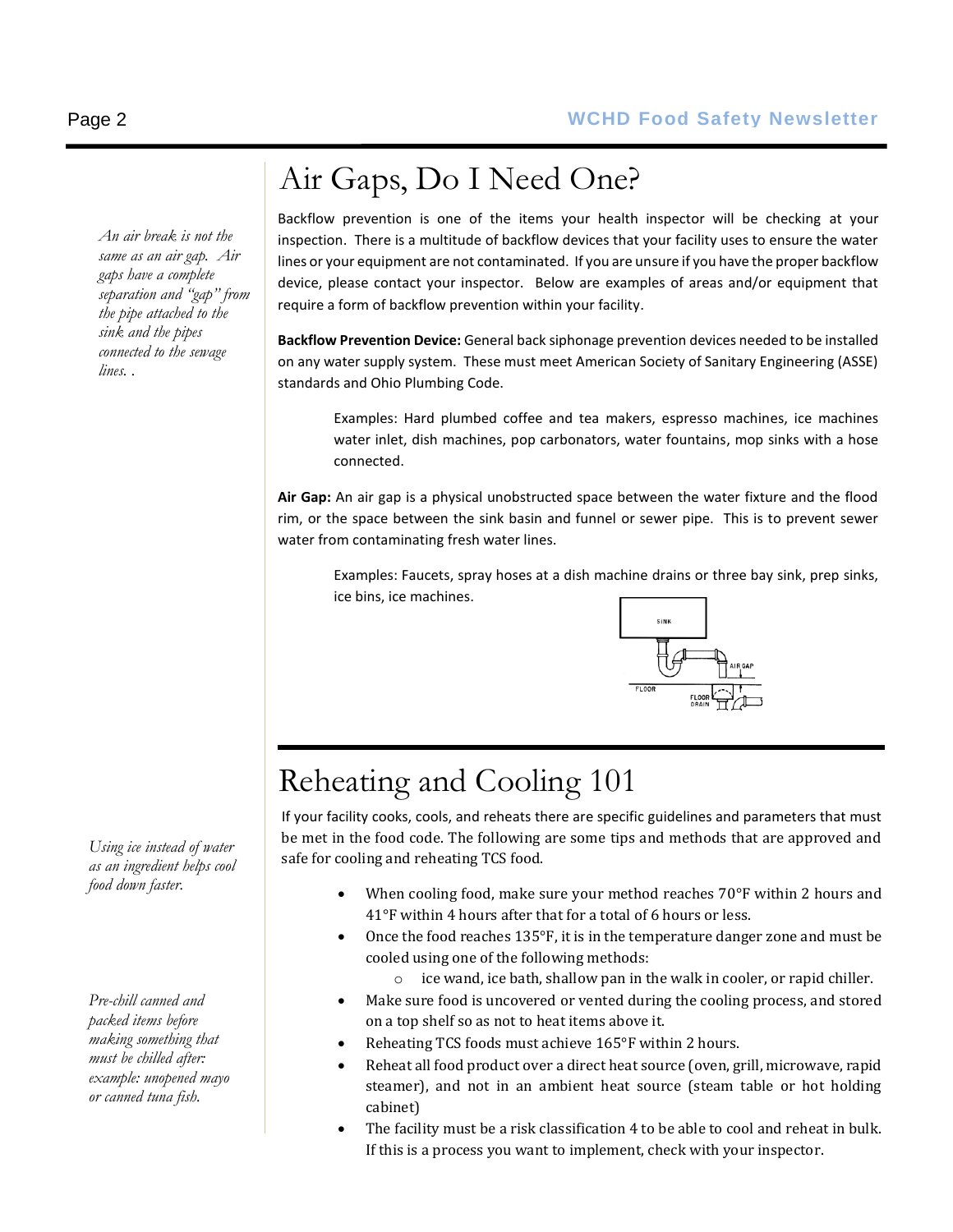# Air Gaps, Do I Need One?

*An air break is not the same as an air gap. Air gaps have a complete separation and "gap" from the pipe attached to the sink and the pipes connected to the sewage lines. .*

Backflow prevention is one of the items your health inspector will be checking at your inspection. There is a multitude of backflow devices that your facility uses to ensure the water lines or your equipment are not contaminated. If you are unsure if you have the proper backflow device, please contact your inspector. Below are examples of areas and/or equipment that require a form of backflow prevention within your facility.

**Backflow Prevention Device:** General back siphonage prevention devices needed to be installed on any water supply system. These must meet American Society of Sanitary Engineering (ASSE) standards and Ohio Plumbing Code.

> Examples: Hard plumbed coffee and tea makers, espresso machines, ice machines water inlet, dish machines, pop carbonators, water fountains, mop sinks with a hose connected.

**Air Gap:** An air gap is a physical unobstructed space between the water fixture and the flood rim, or the space between the sink basin and funnel or sewer pipe. This is to prevent sewer water from contaminating fresh water lines.

> Examples: Faucets, spray hoses at a dish machine drains or three bay sink, prep sinks, ice bins, ice machines.

# Reheating and Cooling 101

*Using ice instead of water as an ingredient helps cool food down faster.*

*Pre-chill canned and packed items before making something that must be chilled after: example: unopened mayo or canned tuna fish.*

If your facility cooks, cools, and reheats there are specific guidelines and parameters that must be met in the food code. The following are some tips and methods that are approved and safe for cooling and reheating TCS food.

- When cooling food, make sure your method reaches 70°F within 2 hours and 41°F within 4 hours after that for a total of 6 hours or less.
- Once the food reaches 135°F, it is in the temperature danger zone and must be cooled using one of the following methods:
  - ice wand, ice bath, shallow pan in the walk in cooler, or rapid chiller.
- Make sure food is uncovered or vented during the cooling process, and stored on a top shelf so as not to heat items above it.
- Reheating TCS foods must achieve 165°F within 2 hours.
- Reheat all food product over a direct heat source (oven, grill, microwave, rapid steamer), and not in an ambient heat source (steam table or hot holding cabinet)
- The facility must be a risk classification 4 to be able to cool and reheat in bulk. If this is a process you want to implement, check with your inspector.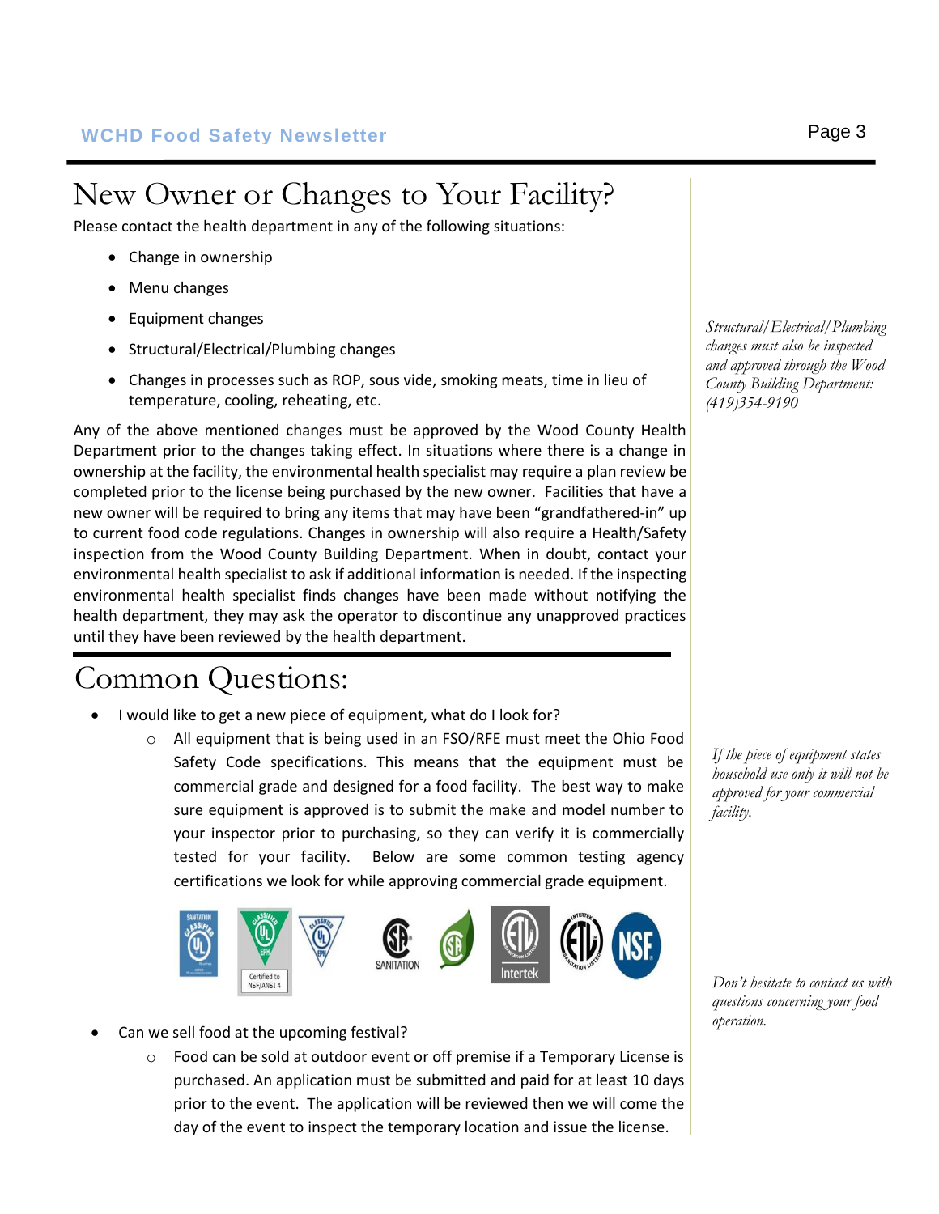# New Owner or Changes to Your Facility?

Please contact the health department in any of the following situations:

- Change in ownership
- Menu changes
- Equipment changes
- Structural/Electrical/Plumbing changes
- Changes in processes such as ROP, sous vide, smoking meats, time in lieu of temperature, cooling, reheating, etc.

*Structural/Electrical/Plumbing changes must also be inspected and approved through the Wood County Building Department: (419)354-9190*

Any of the above mentioned changes must be approved by the Wood County Health Department prior to the changes taking effect. In situations where there is a change in ownership at the facility, the environmental health specialist may require a plan review be completed prior to the license being purchased by the new owner. Facilities that have a new owner will be required to bring any items that may have been "grandfathered-in" up to current food code regulations. Changes in ownership will also require a Health/Safety inspection from the Wood County Building Department. When in doubt, contact your environmental health specialist to ask if additional information is needed. If the inspecting environmental health specialist finds changes have been made without notifying the health department, they may ask the operator to discontinue any unapproved practices until they have been reviewed by the health department.

# Common Questions:

- I would like to get a new piece of equipment, what do I look for?
    - All equipment that is being used in an FSO/RFE must meet the Ohio Food Safety Code specifications. This means that the equipment must be commercial grade and designed for a food facility. The best way to make sure equipment is approved is to submit the make and model number to your inspector prior to purchasing, so they can verify it is commercially tested for your facility. Below are some common testing agency certifications we look for while approving commercial grade equipment.

*If the piece of equipment states household use only it will not be approved for your commercial facility.*

- Can we sell food at the upcoming festival?
    - Food can be sold at outdoor event or off premise if a Temporary License is purchased. An application must be submitted and paid for at least 10 days prior to the event. The application will be reviewed then we will come the day of the event to inspect the temporary location and issue the license.

*Don't hesitate to contact us with questions concerning your food operation.*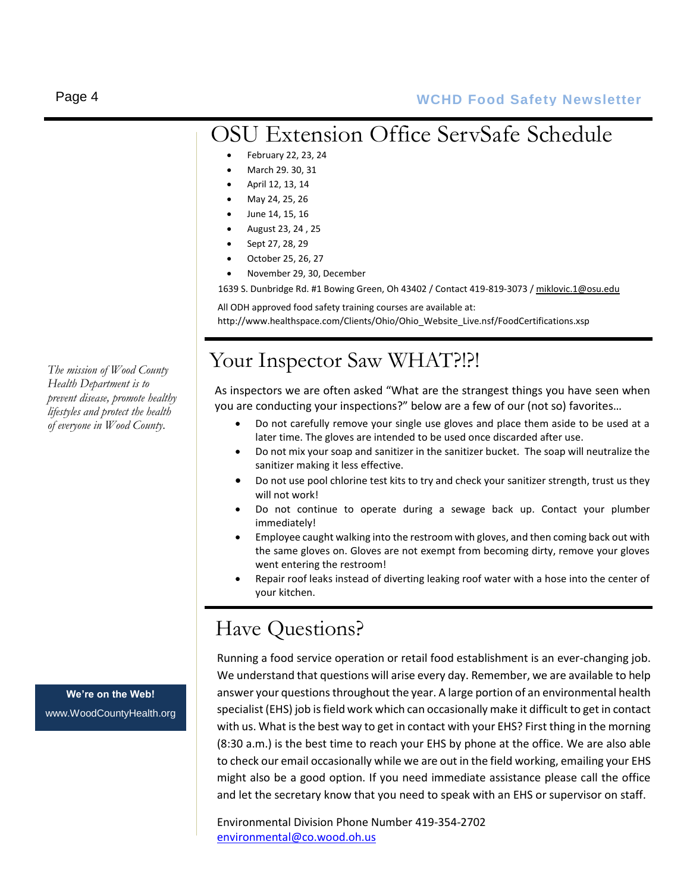## OSU Extension Office ServSafe Schedule

- February 22, 23, 24
- March 29. 30, 31
- April 12, 13, 14
- May 24, 25, 26
- June 14, 15, 16
- August 23, 24 , 25
- Sept 27, 28, 29
- October 25, 26, 27
- November 29, 30, December

1639 S. Dunbridge Rd. #1 Bowing Green, Oh 43402 / Contact 419-819-3073 / miklovic.1@osu.edu

All ODH approved food safety training courses are available at: http://www.healthspace.com/Clients/Ohio/Ohio_Website_Live.nsf/FoodCertifications.xsp

*The mission of Wood County Health Department is to prevent disease, promote healthy lifestyles and protect the health of everyone in Wood County.*

## Your Inspector Saw WHAT?!?!

As inspectors we are often asked "What are the strangest things you have seen when you are conducting your inspections?" below are a few of our (not so) favorites…

- Do not carefully remove your single use gloves and place them aside to be used at a later time. The gloves are intended to be used once discarded after use.
- Do not mix your soap and sanitizer in the sanitizer bucket. The soap will neutralize the sanitizer making it less effective.
- Do not use pool chlorine test kits to try and check your sanitizer strength, trust us they will not work!
- Do not continue to operate during a sewage back up. Contact your plumber immediately!
- Employee caught walking into the restroom with gloves, and then coming back out with the same gloves on. Gloves are not exempt from becoming dirty, remove your gloves went entering the restroom!
- Repair roof leaks instead of diverting leaking roof water with a hose into the center of your kitchen.

## Have Questions?

Running a food service operation or retail food establishment is an ever-changing job. We understand that questions will arise every day. Remember, we are available to help answer your questions throughout the year. A large portion of an environmental health specialist (EHS) job is field work which can occasionally make it difficult to get in contact with us. What is the best way to get in contact with your EHS? First thing in the morning (8:30 a.m.) is the best time to reach your EHS by phone at the office. We are also able to check our email occasionally while we are out in the field working, emailing your EHS might also be a good option. If you need immediate assistance please call the office and let the secretary know that you need to speak with an EHS or supervisor on staff.

Environmental Division Phone Number 419-354-2702
environmental@co.wood.oh.us

**We're on the Web!**
www.WoodCountyHealth.org